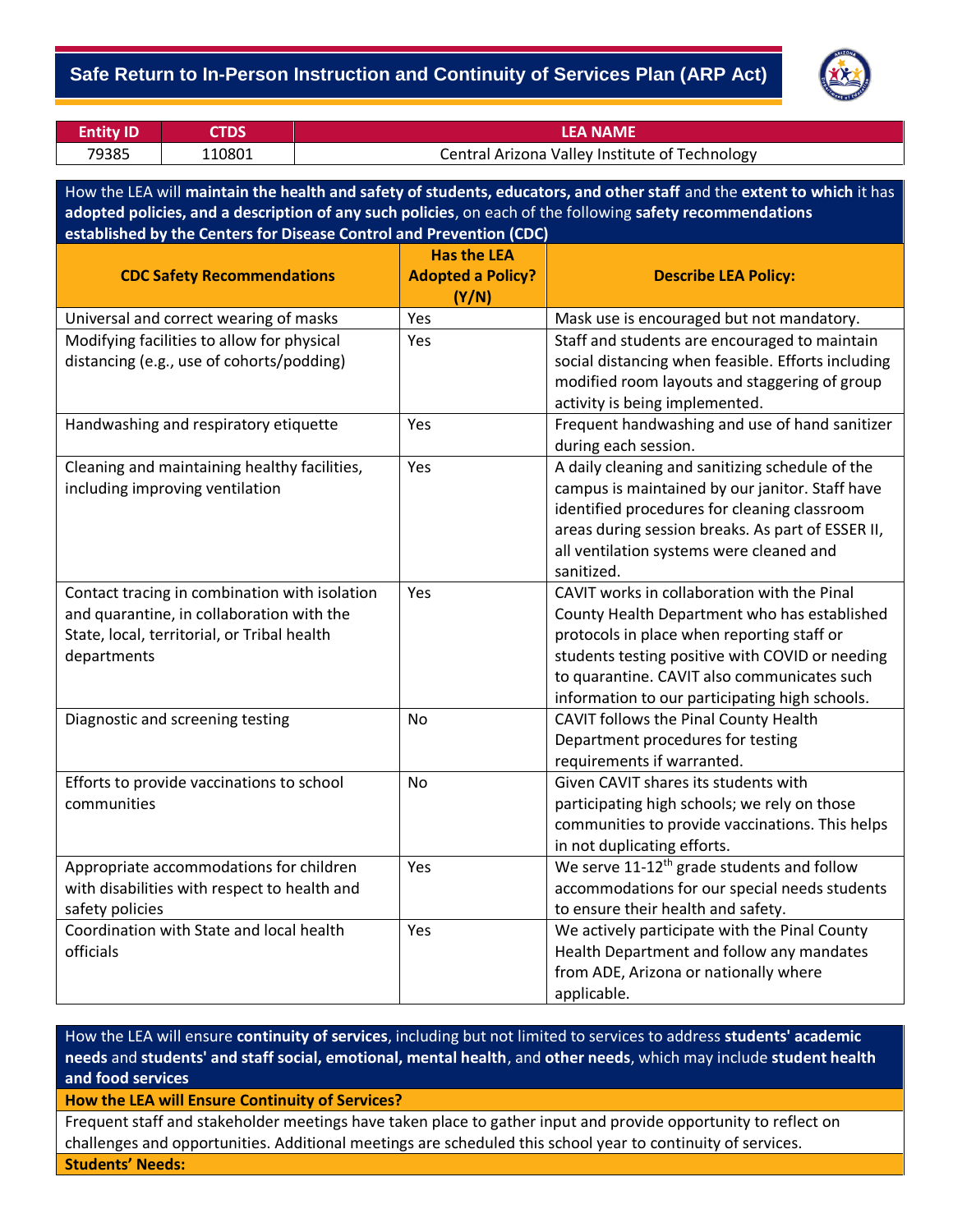# Safe Return to In-Person Instruction and Continuity of Services Plan (ARP Act)

| Entity ID | CTDS | LEA NAME |
|---|---|---|
| 79385 | 110801 | Central Arizona Valley Institute of Technology |

How the LEA will **maintain the health and safety of students, educators, and other staff** and the **extent to which** it has **adopted policies, and a description of any such policies**, on each of the following **safety recommendations established by the Centers for Disease Control and Prevention (CDC)**

| CDC Safety Recommendations | Has the LEA Adopted a Policy? (Y/N) | Describe LEA Policy: |
|---|---|---|
| Universal and correct wearing of masks | Yes | Mask use is encouraged but not mandatory. |
| Modifying facilities to allow for physical distancing (e.g., use of cohorts/podding) | Yes | Staff and students are encouraged to maintain social distancing when feasible. Efforts including modified room layouts and staggering of group activity is being implemented. |
| Handwashing and respiratory etiquette | Yes | Frequent handwashing and use of hand sanitizer during each session. |
| Cleaning and maintaining healthy facilities, including improving ventilation | Yes | A daily cleaning and sanitizing schedule of the campus is maintained by our janitor. Staff have identified procedures for cleaning classroom areas during session breaks. As part of ESSER II, all ventilation systems were cleaned and sanitized. |
| Contact tracing in combination with isolation and quarantine, in collaboration with the State, local, territorial, or Tribal health departments | Yes | CAVIT works in collaboration with the Pinal County Health Department who has established protocols in place when reporting staff or students testing positive with COVID or needing to quarantine. CAVIT also communicates such information to our participating high schools. |
| Diagnostic and screening testing | No | CAVIT follows the Pinal County Health Department procedures for testing requirements if warranted. |
| Efforts to provide vaccinations to school communities | No | Given CAVIT shares its students with participating high schools; we rely on those communities to provide vaccinations. This helps in not duplicating efforts. |
| Appropriate accommodations for children with disabilities with respect to health and safety policies | Yes | We serve 11-12th grade students and follow accommodations for our special needs students to ensure their health and safety. |
| Coordination with State and local health officials | Yes | We actively participate with the Pinal County Health Department and follow any mandates from ADE, Arizona or nationally where applicable. |

How the LEA will ensure **continuity of services**, including but not limited to services to address **students' academic needs** and **students' and staff social, emotional, mental health**, and **other needs**, which may include **student health and food services**

**How the LEA will Ensure Continuity of Services?**

Frequent staff and stakeholder meetings have taken place to gather input and provide opportunity to reflect on challenges and opportunities. Additional meetings are scheduled this school year to continuity of services.

**Students' Needs:**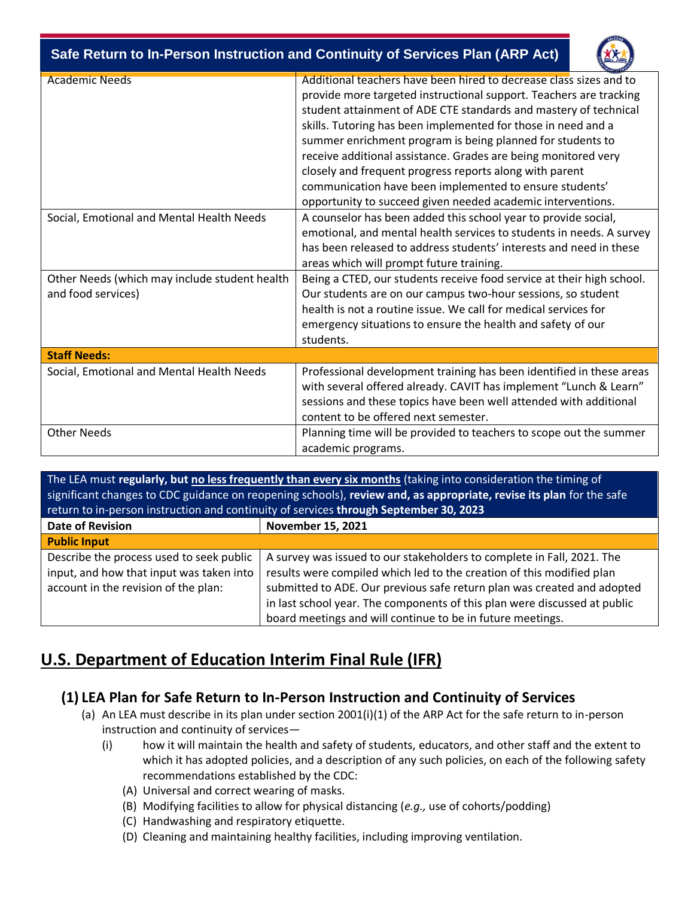| | |
|---|---|
| Academic Needs | Additional teachers have been hired to decrease class sizes and to provide more targeted instructional support. Teachers are tracking student attainment of ADE CTE standards and mastery of technical skills. Tutoring has been implemented for those in need and a summer enrichment program is being planned for students to receive additional assistance. Grades are being monitored very closely and frequent progress reports along with parent communication have been implemented to ensure students' opportunity to succeed given needed academic interventions. |
| Social, Emotional and Mental Health Needs | A counselor has been added this school year to provide social, emotional, and mental health services to students in needs. A survey has been released to address students' interests and need in these areas which will prompt future training. |
| Other Needs (which may include student health and food services) | Being a CTED, our students receive food service at their high school. Our students are on our campus two-hour sessions, so student health is not a routine issue. We call for medical services for emergency situations to ensure the health and safety of our students. |
| **Staff Needs:** | |
| Social, Emotional and Mental Health Needs | Professional development training has been identified in these areas with several offered already. CAVIT has implement "Lunch & Learn" sessions and these topics have been well attended with additional content to be offered next semester. |
| Other Needs | Planning time will be provided to teachers to scope out the summer academic programs. |

The LEA must **regularly, but <u>no less frequently than every six months</u>** (taking into consideration the timing of significant changes to CDC guidance on reopening schools), **review and, as appropriate, revise its plan** for the safe return to in-person instruction and continuity of services **through September 30, 2023**

| **Date of Revision** | **November 15, 2021** |
|---|---|
| **Public Input** | |
| Describe the process used to seek public input, and how that input was taken into account in the revision of the plan: | A survey was issued to our stakeholders to complete in Fall, 2021. The results were compiled which led to the creation of this modified plan submitted to ADE. Our previous safe return plan was created and adopted in last school year. The components of this plan were discussed at public board meetings and will continue to be in future meetings. |

# U.S. Department of Education Interim Final Rule (IFR)

## (1) LEA Plan for Safe Return to In-Person Instruction and Continuity of Services

(a) An LEA must describe in its plan under section 2001(i)(1) of the ARP Act for the safe return to in-person instruction and continuity of services—

(i) how it will maintain the health and safety of students, educators, and other staff and the extent to which it has adopted policies, and a description of any such policies, on each of the following safety recommendations established by the CDC:

(A) Universal and correct wearing of masks.

(B) Modifying facilities to allow for physical distancing (*e.g.,* use of cohorts/podding)

(C) Handwashing and respiratory etiquette.

(D) Cleaning and maintaining healthy facilities, including improving ventilation.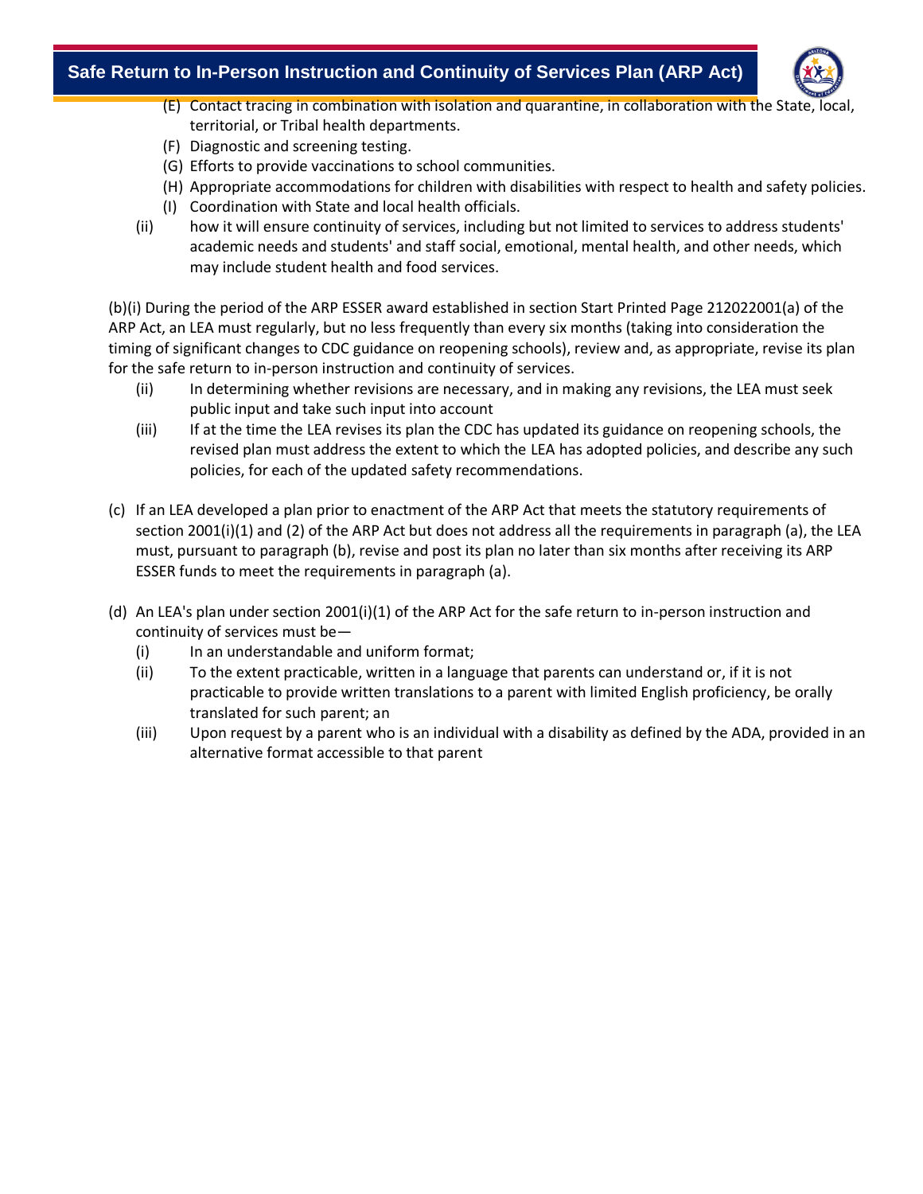(E) Contact tracing in combination with isolation and quarantine, in collaboration with the State, local, territorial, or Tribal health departments.
(F) Diagnostic and screening testing.
(G) Efforts to provide vaccinations to school communities.
(H) Appropriate accommodations for children with disabilities with respect to health and safety policies.
(I) Coordination with State and local health officials.

(ii) how it will ensure continuity of services, including but not limited to services to address students' academic needs and students' and staff social, emotional, mental health, and other needs, which may include student health and food services.

(b)(i) During the period of the ARP ESSER award established in section Start Printed Page 212022001(a) of the ARP Act, an LEA must regularly, but no less frequently than every six months (taking into consideration the timing of significant changes to CDC guidance on reopening schools), review and, as appropriate, revise its plan for the safe return to in-person instruction and continuity of services.

(ii) In determining whether revisions are necessary, and in making any revisions, the LEA must seek public input and take such input into account

(iii) If at the time the LEA revises its plan the CDC has updated its guidance on reopening schools, the revised plan must address the extent to which the LEA has adopted policies, and describe any such policies, for each of the updated safety recommendations.

(c) If an LEA developed a plan prior to enactment of the ARP Act that meets the statutory requirements of section 2001(i)(1) and (2) of the ARP Act but does not address all the requirements in paragraph (a), the LEA must, pursuant to paragraph (b), revise and post its plan no later than six months after receiving its ARP ESSER funds to meet the requirements in paragraph (a).

(d) An LEA's plan under section 2001(i)(1) of the ARP Act for the safe return to in-person instruction and continuity of services must be—

(i) In an understandable and uniform format;

(ii) To the extent practicable, written in a language that parents can understand or, if it is not practicable to provide written translations to a parent with limited English proficiency, be orally translated for such parent; an

(iii) Upon request by a parent who is an individual with a disability as defined by the ADA, provided in an alternative format accessible to that parent